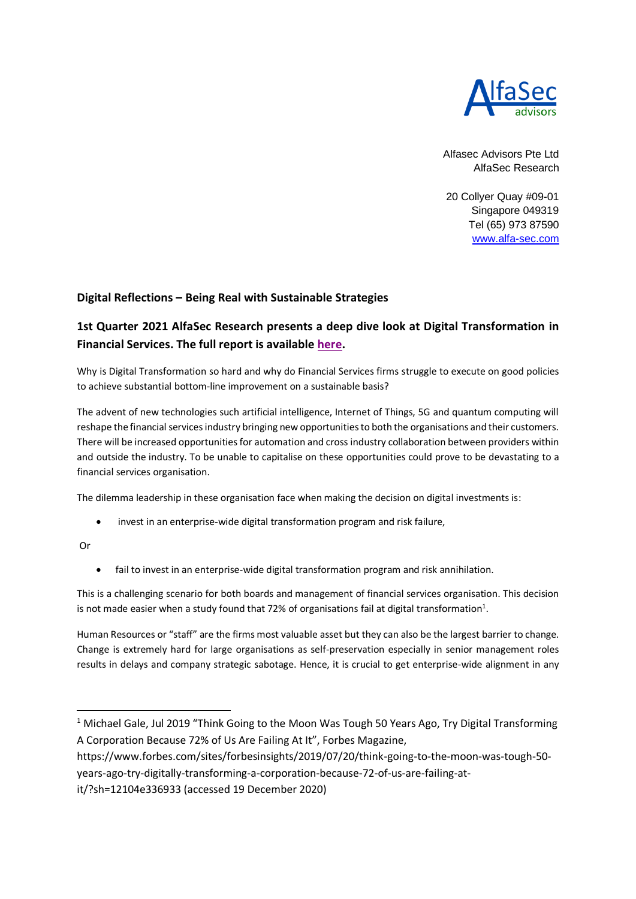Alfasec Advisors Pte Ltd
AlfaSec Research

20 Collyer Quay #09-01
Singapore 049319
Tel (65) 973 87590
www.alfa-sec.com

## Digital Reflections – Being Real with Sustainable Strategies

## 1st Quarter 2021 AlfaSec Research presents a deep dive look at Digital Transformation in Financial Services. The full report is available here.

Why is Digital Transformation so hard and why do Financial Services firms struggle to execute on good policies to achieve substantial bottom-line improvement on a sustainable basis?

The advent of new technologies such artificial intelligence, Internet of Things, 5G and quantum computing will reshape the financial services industry bringing new opportunities to both the organisations and their customers. There will be increased opportunities for automation and cross industry collaboration between providers within and outside the industry. To be unable to capitalise on these opportunities could prove to be devastating to a financial services organisation.

The dilemma leadership in these organisation face when making the decision on digital investments is:

- invest in an enterprise-wide digital transformation program and risk failure,

Or

- fail to invest in an enterprise-wide digital transformation program and risk annihilation.

This is a challenging scenario for both boards and management of financial services organisation. This decision is not made easier when a study found that 72% of organisations fail at digital transformation[1].

Human Resources or "staff" are the firms most valuable asset but they can also be the largest barrier to change. Change is extremely hard for large organisations as self-preservation especially in senior management roles results in delays and company strategic sabotage. Hence, it is crucial to get enterprise-wide alignment in any

---

[1] Michael Gale, Jul 2019 "Think Going to the Moon Was Tough 50 Years Ago, Try Digital Transforming A Corporation Because 72% of Us Are Failing At It", Forbes Magazine, https://www.forbes.com/sites/forbesinsights/2019/07/20/think-going-to-the-moon-was-tough-50-years-ago-try-digitally-transforming-a-corporation-because-72-of-us-are-failing-at-it/?sh=12104e336933 (accessed 19 December 2020)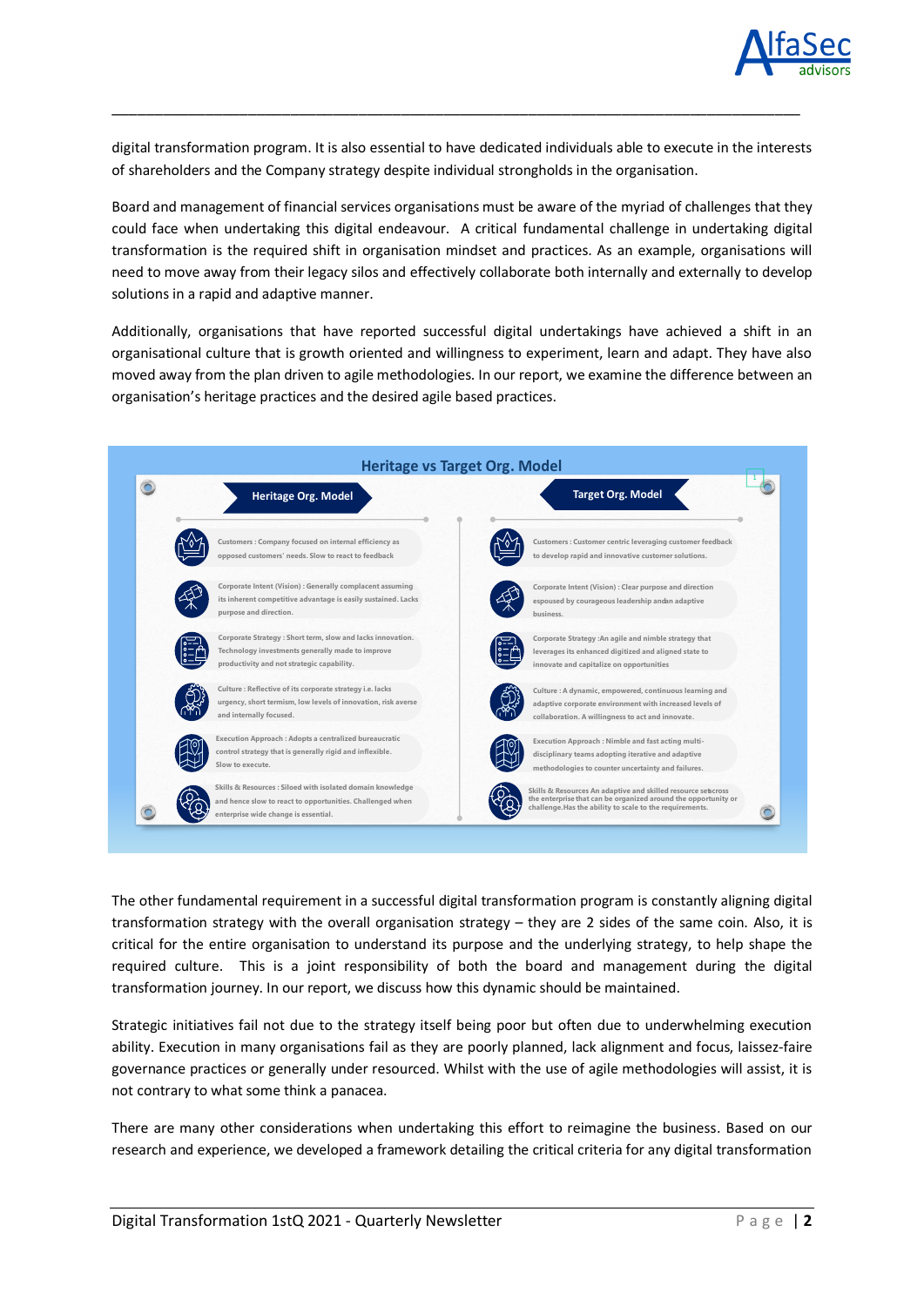digital transformation program. It is also essential to have dedicated individuals able to execute in the interests of shareholders and the Company strategy despite individual strongholds in the organisation.

Board and management of financial services organisations must be aware of the myriad of challenges that they could face when undertaking this digital endeavour. A critical fundamental challenge in undertaking digital transformation is the required shift in organisation mindset and practices. As an example, organisations will need to move away from their legacy silos and effectively collaborate both internally and externally to develop solutions in a rapid and adaptive manner.

Additionally, organisations that have reported successful digital undertakings have achieved a shift in an organisational culture that is growth oriented and willingness to experiment, learn and adapt. They have also moved away from the plan driven to agile methodologies. In our report, we examine the difference between an organisation's heritage practices and the desired agile based practices.

**Heritage vs Target Org. Model**

| Heritage Org. Model | Target Org. Model |
|---|---|
| Customers : Company focused on internal efficiency as opposed customers' needs. Slow to react to feedback | Customers : Customer centric leveraging customer feedback to develop rapid and innovative customer solutions. |
| Corporate Intent (Vision) : Generally complacent assuming its inherent competitive advantage is easily sustained. Lacks purpose and direction. | Corporate Intent (Vision) : Clear purpose and direction espoused by courageous leadership andan adaptive business. |
| Corporate Strategy : Short term, slow and lacks innovation. Technology investments generally made to improve productivity and not strategic capability. | Corporate Strategy :An agile and nimble strategy that leverages its enhanced digitized and aligned state to innovate and capitalize on opportunities |
| Culture : Reflective of its corporate strategy i.e. lacks urgency, short termism, low levels of innovation, risk averse and internally focused. | Culture : A dynamic, empowered, continuous learning and adaptive corporate environment with increased levels of collaboration. A willingness to act and innovate. |
| Execution Approach : Adopts a centralized bureaucratic control strategy that is generally rigid and inflexible. Slow to execute. | Execution Approach : Nimble and fast acting multi-disciplinary teams adopting iterative and adaptive methodologies to counter uncertainty and failures. |
| Skills & Resources : Siloed with isolated domain knowledge and hence slow to react to opportunities. Challenged when enterprise wide change is essential. | Skills & Resources An adaptive and skilled resource setacross the enterprise that can be organized around the opportunity or challenge.Has the ability to scale to the requirements. |

The other fundamental requirement in a successful digital transformation program is constantly aligning digital transformation strategy with the overall organisation strategy – they are 2 sides of the same coin. Also, it is critical for the entire organisation to understand its purpose and the underlying strategy, to help shape the required culture. This is a joint responsibility of both the board and management during the digital transformation journey. In our report, we discuss how this dynamic should be maintained.

Strategic initiatives fail not due to the strategy itself being poor but often due to underwhelming execution ability. Execution in many organisations fail as they are poorly planned, lack alignment and focus, laissez-faire governance practices or generally under resourced. Whilst with the use of agile methodologies will assist, it is not contrary to what some think a panacea.

There are many other considerations when undertaking this effort to reimagine the business. Based on our research and experience, we developed a framework detailing the critical criteria for any digital transformation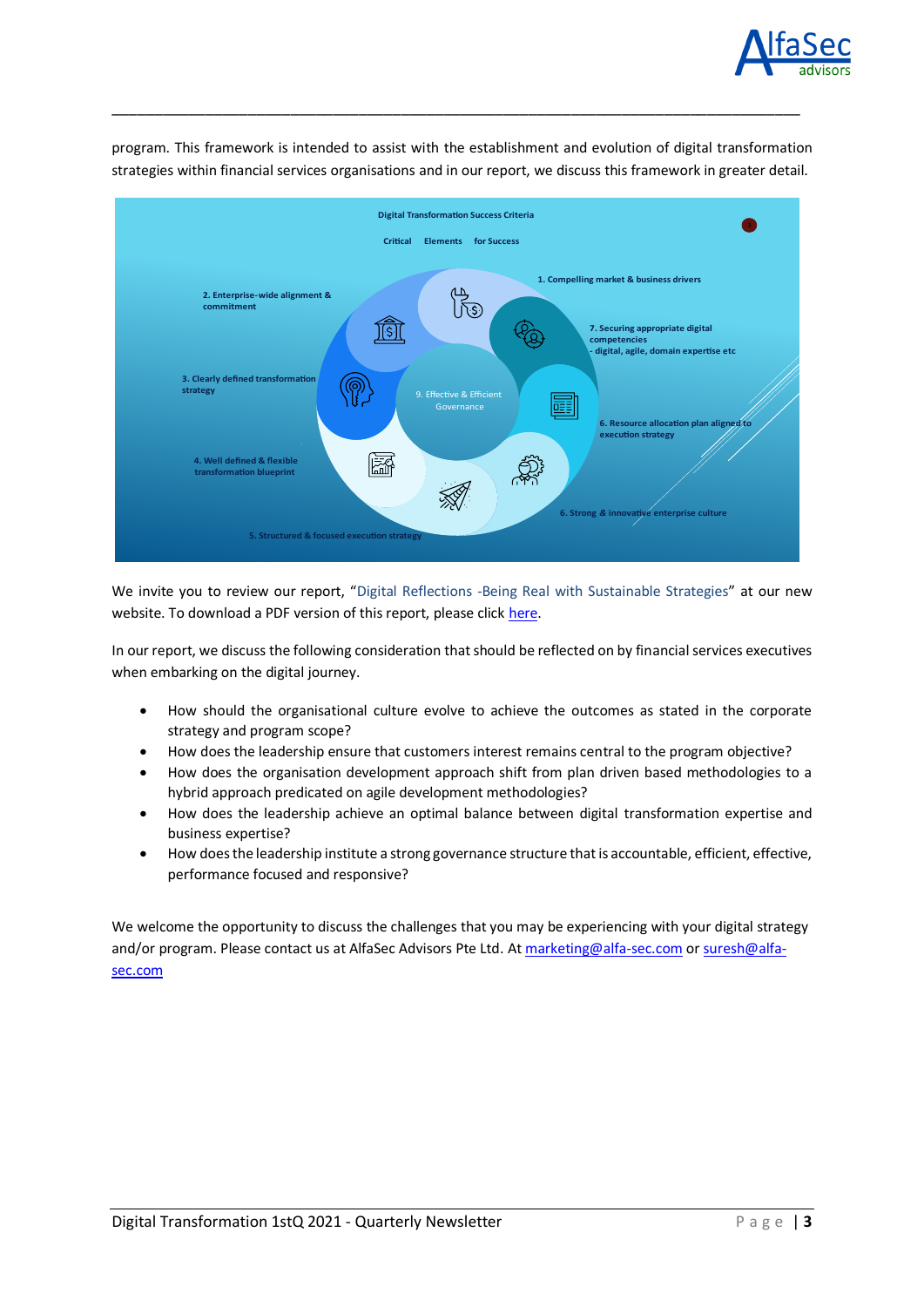program. This framework is intended to assist with the establishment and evolution of digital transformation strategies within financial services organisations and in our report, we discuss this framework in greater detail.

Digital Transformation Success Criteria

Critical Elements for Success

1. Compelling market & business drivers

2. Enterprise-wide alignment & commitment

3. Clearly defined transformation strategy

4. Well defined & flexible transformation blueprint

5. Structured & focused execution strategy

6. Strong & innovative enterprise culture

6. Resource allocation plan aligned to execution strategy

7. Securing appropriate digital competencies - digital, agile, domain expertise etc

9. Effective & Efficient Governance

We invite you to review our report, "Digital Reflections -Being Real with Sustainable Strategies" at our new website. To download a PDF version of this report, please click [here](here).

In our report, we discuss the following consideration that should be reflected on by financial services executives when embarking on the digital journey.

- How should the organisational culture evolve to achieve the outcomes as stated in the corporate strategy and program scope?
- How does the leadership ensure that customers interest remains central to the program objective?
- How does the organisation development approach shift from plan driven based methodologies to a hybrid approach predicated on agile development methodologies?
- How does the leadership achieve an optimal balance between digital transformation expertise and business expertise?
- How does the leadership institute a strong governance structure that is accountable, efficient, effective, performance focused and responsive?

We welcome the opportunity to discuss the challenges that you may be experiencing with your digital strategy and/or program. Please contact us at AlfaSec Advisors Pte Ltd. At marketing@alfa-sec.com or suresh@alfa-sec.com